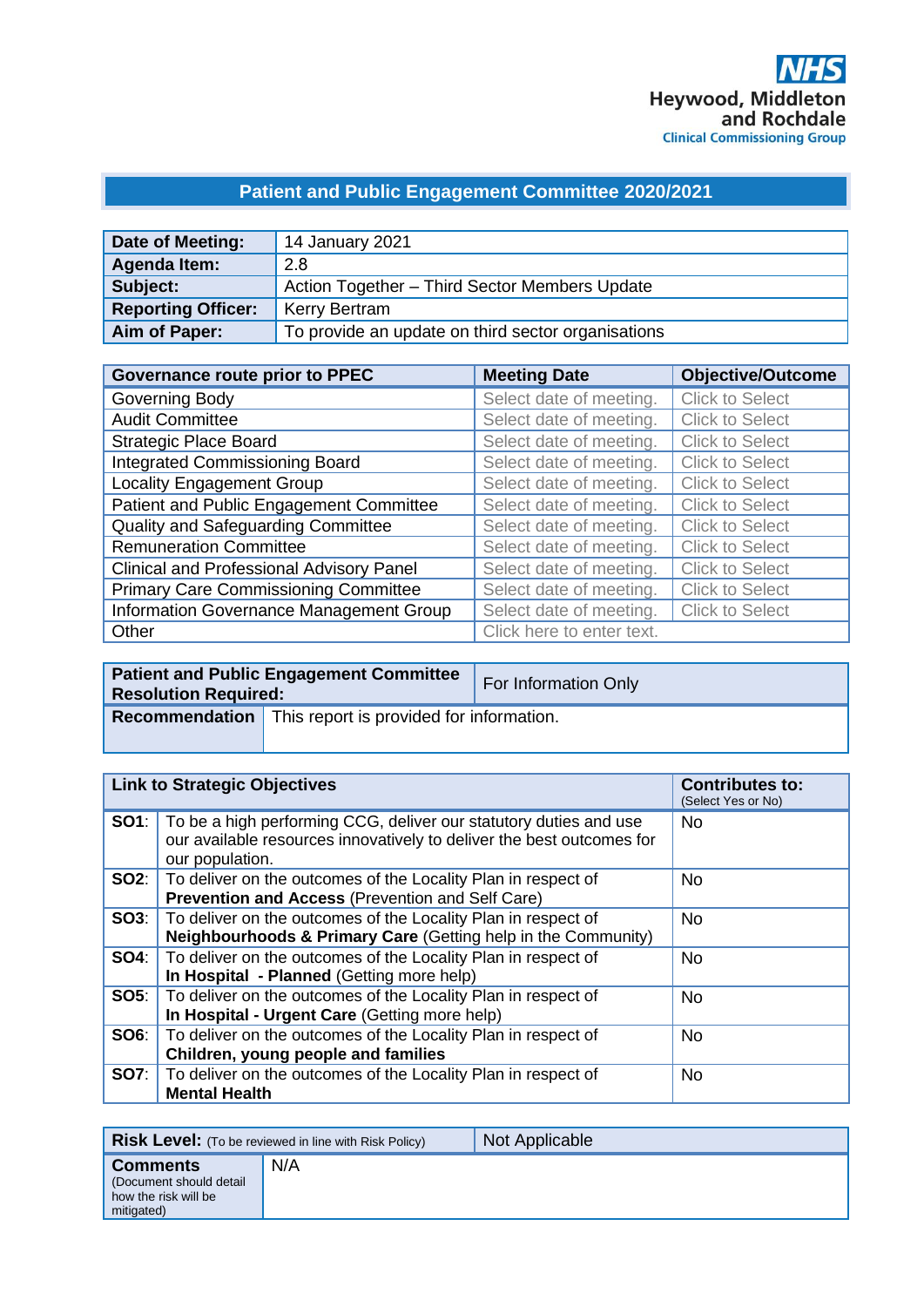NHS
Heywood, Middleton and Rochdale
Clinical Commissioning Group

# Patient and Public Engagement Committee 2020/2021

| **Date of Meeting:** | 14 January 2021 |
|---|---|
| **Agenda Item:** | 2.8 |
| **Subject:** | Action Together – Third Sector Members Update |
| **Reporting Officer:** | Kerry Bertram |
| **Aim of Paper:** | To provide an update on third sector organisations |

| **Governance route prior to PPEC** | **Meeting Date** | **Objective/Outcome** |
|---|---|---|
| Governing Body | Select date of meeting. | Click to Select |
| Audit Committee | Select date of meeting. | Click to Select |
| Strategic Place Board | Select date of meeting. | Click to Select |
| Integrated Commissioning Board | Select date of meeting. | Click to Select |
| Locality Engagement Group | Select date of meeting. | Click to Select |
| Patient and Public Engagement Committee | Select date of meeting. | Click to Select |
| Quality and Safeguarding Committee | Select date of meeting. | Click to Select |
| Remuneration Committee | Select date of meeting. | Click to Select |
| Clinical and Professional Advisory Panel | Select date of meeting. | Click to Select |
| Primary Care Commissioning Committee | Select date of meeting. | Click to Select |
| Information Governance Management Group | Select date of meeting. | Click to Select |
| Other | Click here to enter text. | |

| **Patient and Public Engagement Committee Resolution Required:** | For Information Only |
|---|---|
| **Recommendation** | This report is provided for information. |

| **Link to Strategic Objectives** | | **Contributes to:** (Select Yes or No) |
|---|---|---|
| **SO1**: | To be a high performing CCG, deliver our statutory duties and use our available resources innovatively to deliver the best outcomes for our population. | No |
| **SO2**: | To deliver on the outcomes of the Locality Plan in respect of **Prevention and Access** (Prevention and Self Care) | No |
| **SO3**: | To deliver on the outcomes of the Locality Plan in respect of **Neighbourhoods & Primary Care** (Getting help in the Community) | No |
| **SO4**: | To deliver on the outcomes of the Locality Plan in respect of **In Hospital - Planned** (Getting more help) | No |
| **SO5**: | To deliver on the outcomes of the Locality Plan in respect of **In Hospital - Urgent Care** (Getting more help) | No |
| **SO6**: | To deliver on the outcomes of the Locality Plan in respect of **Children, young people and families** | No |
| **SO7**: | To deliver on the outcomes of the Locality Plan in respect of **Mental Health** | No |

| **Risk Level:** (To be reviewed in line with Risk Policy) | Not Applicable |
|---|---|
| **Comments** (Document should detail how the risk will be mitigated) | N/A |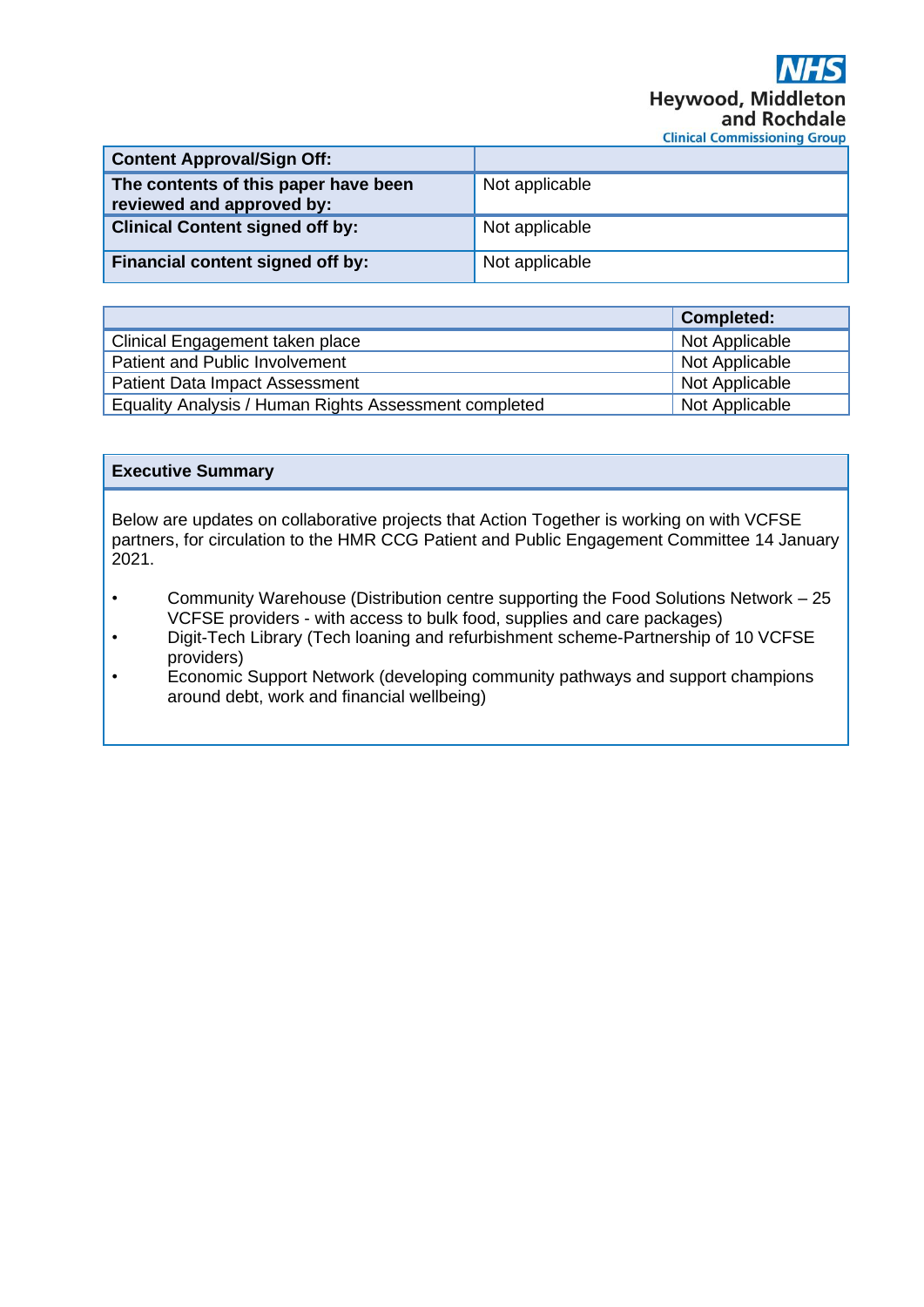NHS Heywood, Middleton and Rochdale Clinical Commissioning Group

| Content Approval/Sign Off: | |
|---|---|
| The contents of this paper have been reviewed and approved by: | Not applicable |
| Clinical Content signed off by: | Not applicable |
| Financial content signed off by: | Not applicable |

| | Completed: |
|---|---|
| Clinical Engagement taken place | Not Applicable |
| Patient and Public Involvement | Not Applicable |
| Patient Data Impact Assessment | Not Applicable |
| Equality Analysis / Human Rights Assessment completed | Not Applicable |

**Executive Summary**

Below are updates on collaborative projects that Action Together is working on with VCFSE partners, for circulation to the HMR CCG Patient and Public Engagement Committee 14 January 2021.

- Community Warehouse (Distribution centre supporting the Food Solutions Network – 25 VCFSE providers - with access to bulk food, supplies and care packages)
- Digit-Tech Library (Tech loaning and refurbishment scheme-Partnership of 10 VCFSE providers)
- Economic Support Network (developing community pathways and support champions around debt, work and financial wellbeing)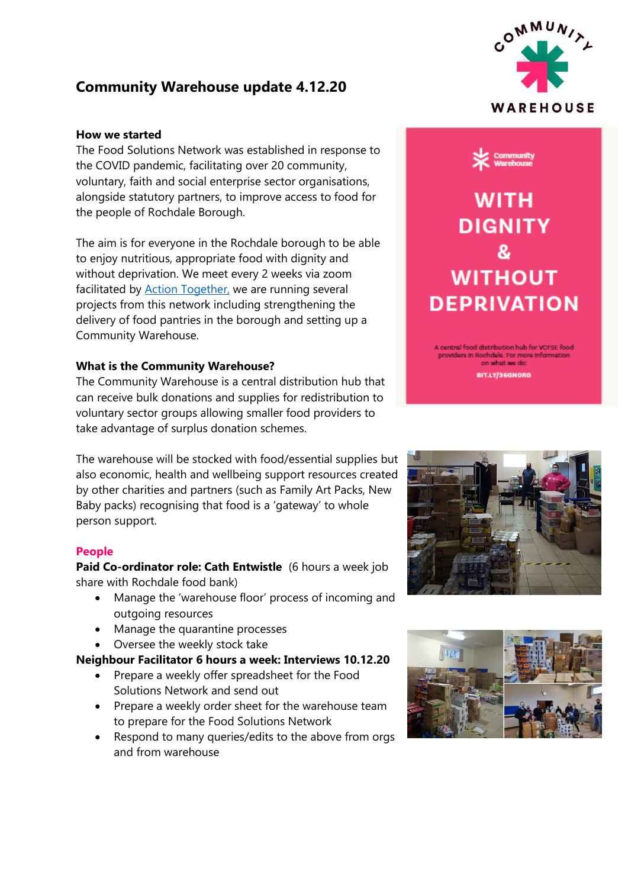# Community Warehouse update 4.12.20

**How we started**
The Food Solutions Network was established in response to the COVID pandemic, facilitating over 20 community, voluntary, faith and social enterprise sector organisations, alongside statutory partners, to improve access to food for the people of Rochdale Borough.

The aim is for everyone in the Rochdale borough to be able to enjoy nutritious, appropriate food with dignity and without deprivation. We meet every 2 weeks via zoom facilitated by Action Together, we are running several projects from this network including strengthening the delivery of food pantries in the borough and setting up a Community Warehouse.

**What is the Community Warehouse?**
The Community Warehouse is a central distribution hub that can receive bulk donations and supplies for redistribution to voluntary sector groups allowing smaller food providers to take advantage of surplus donation schemes.

The warehouse will be stocked with food/essential supplies but also economic, health and wellbeing support resources created by other charities and partners (such as Family Art Packs, New Baby packs) recognising that food is a 'gateway' to whole person support.

**People**

**Paid Co-ordinator role: Cath Entwistle** (6 hours a week job share with Rochdale food bank)

- Manage the 'warehouse floor' process of incoming and outgoing resources
- Manage the quarantine processes
- Oversee the weekly stock take

**Neighbour Facilitator 6 hours a week: Interviews 10.12.20**

- Prepare a weekly offer spreadsheet for the Food Solutions Network and send out
- Prepare a weekly order sheet for the warehouse team to prepare for the Food Solutions Network
- Respond to many queries/edits to the above from orgs and from warehouse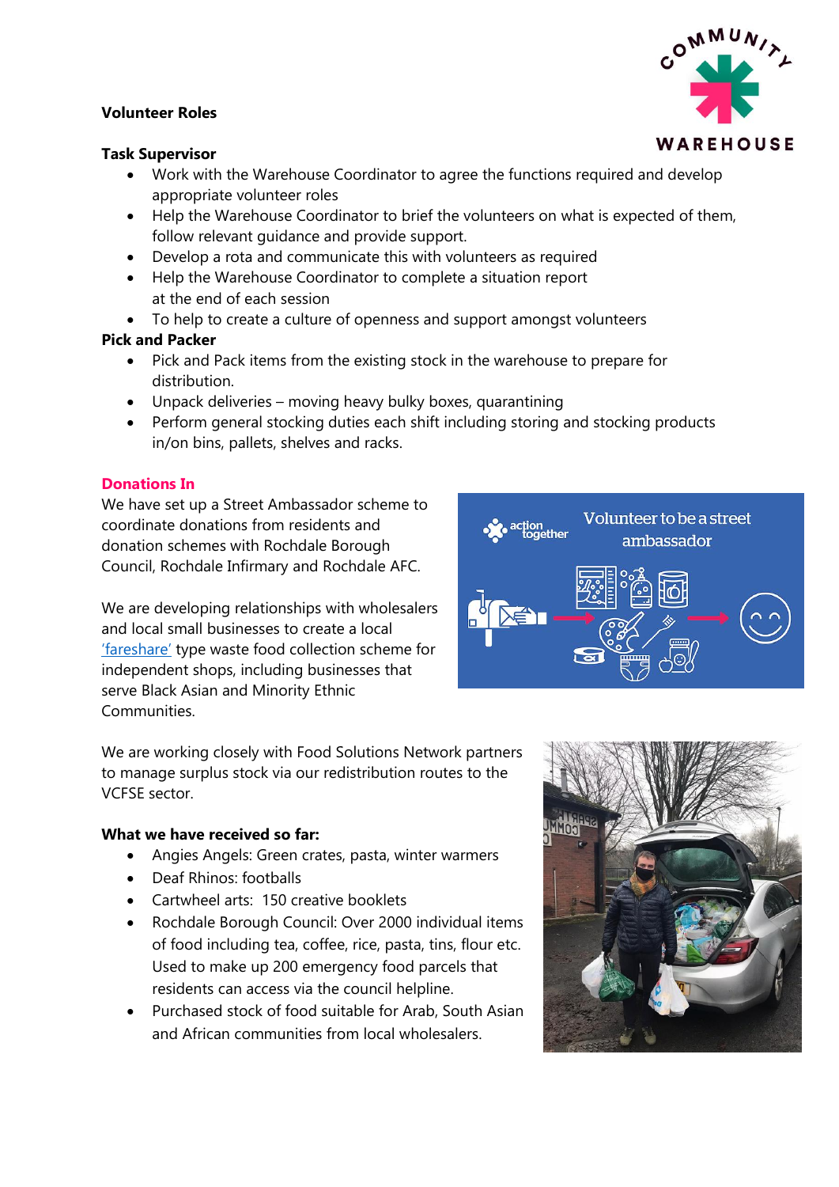**Volunteer Roles**

**Task Supervisor**

- Work with the Warehouse Coordinator to agree the functions required and develop appropriate volunteer roles
- Help the Warehouse Coordinator to brief the volunteers on what is expected of them, follow relevant guidance and provide support.
- Develop a rota and communicate this with volunteers as required
- Help the Warehouse Coordinator to complete a situation report at the end of each session
- To help to create a culture of openness and support amongst volunteers

**Pick and Packer**

- Pick and Pack items from the existing stock in the warehouse to prepare for distribution.
- Unpack deliveries – moving heavy bulky boxes, quarantining
- Perform general stocking duties each shift including storing and stocking products in/on bins, pallets, shelves and racks.

## Donations In

We have set up a Street Ambassador scheme to coordinate donations from residents and donation schemes with Rochdale Borough Council, Rochdale Infirmary and Rochdale AFC.

We are developing relationships with wholesalers and local small businesses to create a local 'fareshare' type waste food collection scheme for independent shops, including businesses that serve Black Asian and Minority Ethnic Communities.

We are working closely with Food Solutions Network partners to manage surplus stock via our redistribution routes to the VCFSE sector.

**What we have received so far:**

- Angies Angels: Green crates, pasta, winter warmers
- Deaf Rhinos: footballs
- Cartwheel arts: 150 creative booklets
- Rochdale Borough Council: Over 2000 individual items of food including tea, coffee, rice, pasta, tins, flour etc. Used to make up 200 emergency food parcels that residents can access via the council helpline.
- Purchased stock of food suitable for Arab, South Asian and African communities from local wholesalers.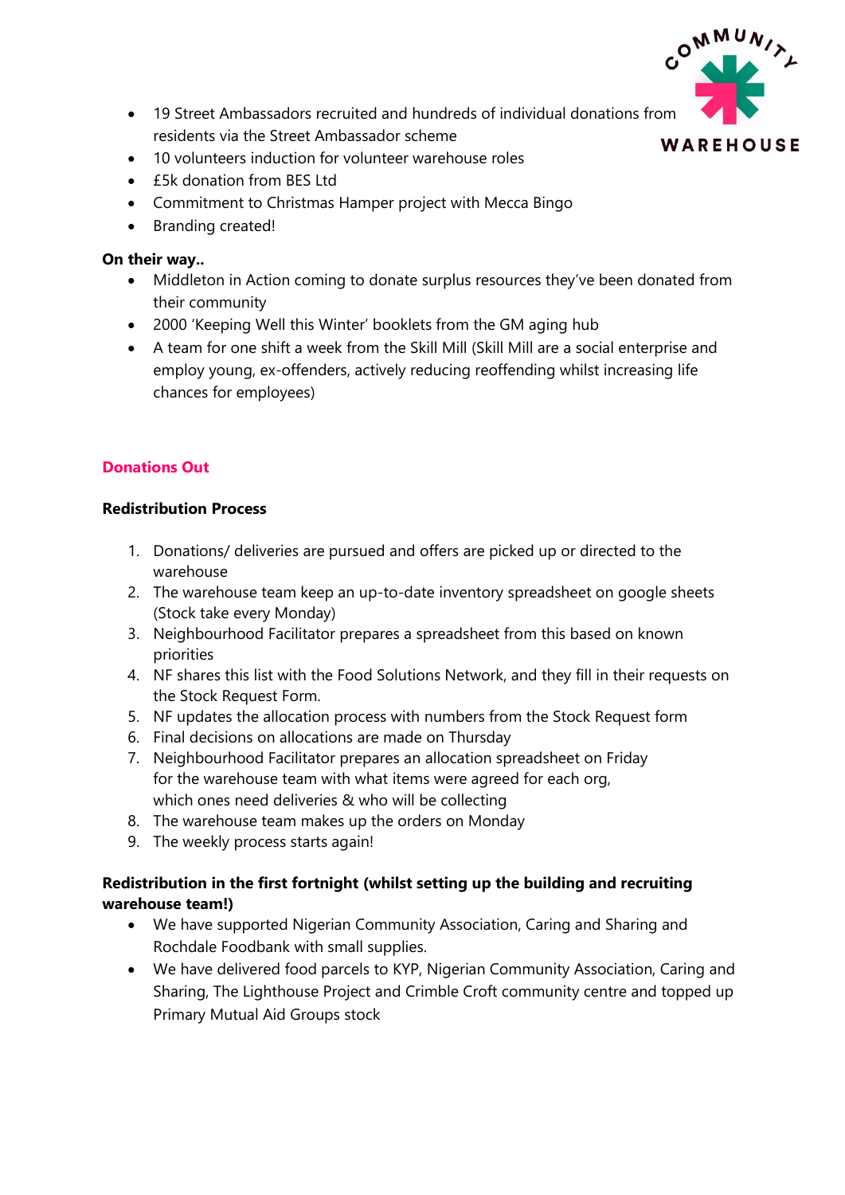- 19 Street Ambassadors recruited and hundreds of individual donations from residents via the Street Ambassador scheme
- 10 volunteers induction for volunteer warehouse roles
- £5k donation from BES Ltd
- Commitment to Christmas Hamper project with Mecca Bingo
- Branding created!

**On their way..**

- Middleton in Action coming to donate surplus resources they've been donated from their community
- 2000 'Keeping Well this Winter' booklets from the GM aging hub
- A team for one shift a week from the Skill Mill (Skill Mill are a social enterprise and employ young, ex-offenders, actively reducing reoffending whilst increasing life chances for employees)

## Donations Out

**Redistribution Process**

1. Donations/ deliveries are pursued and offers are picked up or directed to the warehouse
2. The warehouse team keep an up-to-date inventory spreadsheet on google sheets (Stock take every Monday)
3. Neighbourhood Facilitator prepares a spreadsheet from this based on known priorities
4. NF shares this list with the Food Solutions Network, and they fill in their requests on the Stock Request Form.
5. NF updates the allocation process with numbers from the Stock Request form
6. Final decisions on allocations are made on Thursday
7. Neighbourhood Facilitator prepares an allocation spreadsheet on Friday for the warehouse team with what items were agreed for each org, which ones need deliveries & who will be collecting
8. The warehouse team makes up the orders on Monday
9. The weekly process starts again!

**Redistribution in the first fortnight (whilst setting up the building and recruiting warehouse team!)**

- We have supported Nigerian Community Association, Caring and Sharing and Rochdale Foodbank with small supplies.
- We have delivered food parcels to KYP, Nigerian Community Association, Caring and Sharing, The Lighthouse Project and Crimble Croft community centre and topped up Primary Mutual Aid Groups stock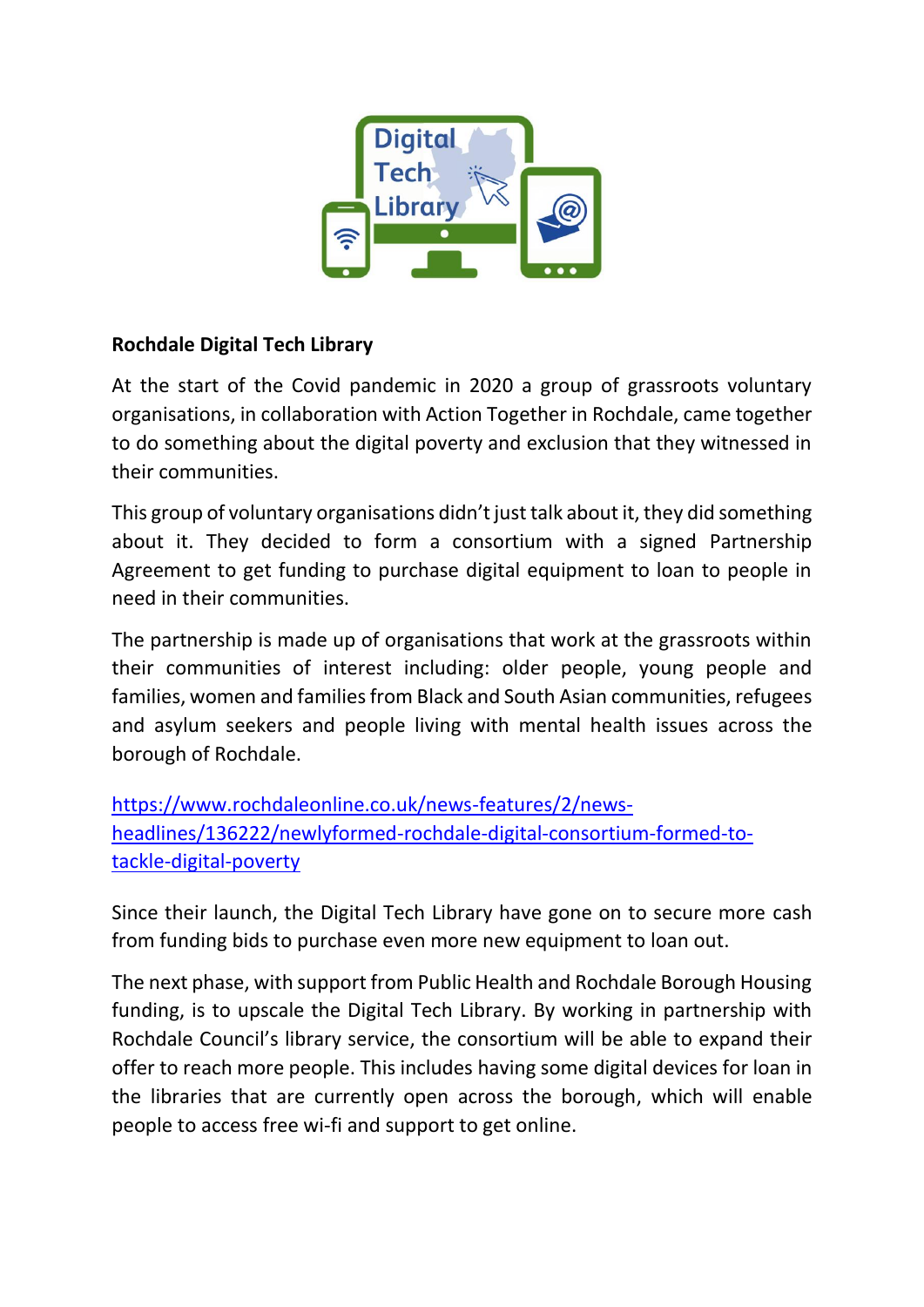**Rochdale Digital Tech Library**

At the start of the Covid pandemic in 2020 a group of grassroots voluntary organisations, in collaboration with Action Together in Rochdale, came together to do something about the digital poverty and exclusion that they witnessed in their communities.

This group of voluntary organisations didn't just talk about it, they did something about it. They decided to form a consortium with a signed Partnership Agreement to get funding to purchase digital equipment to loan to people in need in their communities.

The partnership is made up of organisations that work at the grassroots within their communities of interest including: older people, young people and families, women and families from Black and South Asian communities, refugees and asylum seekers and people living with mental health issues across the borough of Rochdale.

https://www.rochdaleonline.co.uk/news-features/2/news-headlines/136222/newlyformed-rochdale-digital-consortium-formed-to-tackle-digital-poverty

Since their launch, the Digital Tech Library have gone on to secure more cash from funding bids to purchase even more new equipment to loan out.

The next phase, with support from Public Health and Rochdale Borough Housing funding, is to upscale the Digital Tech Library. By working in partnership with Rochdale Council's library service, the consortium will be able to expand their offer to reach more people. This includes having some digital devices for loan in the libraries that are currently open across the borough, which will enable people to access free wi-fi and support to get online.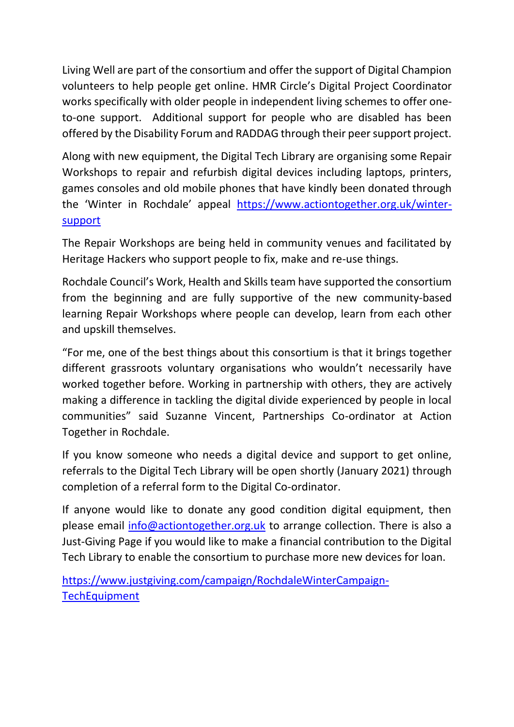Living Well are part of the consortium and offer the support of Digital Champion volunteers to help people get online. HMR Circle's Digital Project Coordinator works specifically with older people in independent living schemes to offer one-to-one support. Additional support for people who are disabled has been offered by the Disability Forum and RADDAG through their peer support project.

Along with new equipment, the Digital Tech Library are organising some Repair Workshops to repair and refurbish digital devices including laptops, printers, games consoles and old mobile phones that have kindly been donated through the 'Winter in Rochdale' appeal [https://www.actiontogether.org.uk/winter-support](https://www.actiontogether.org.uk/winter-support)

The Repair Workshops are being held in community venues and facilitated by Heritage Hackers who support people to fix, make and re-use things.

Rochdale Council's Work, Health and Skills team have supported the consortium from the beginning and are fully supportive of the new community-based learning Repair Workshops where people can develop, learn from each other and upskill themselves.

"For me, one of the best things about this consortium is that it brings together different grassroots voluntary organisations who wouldn't necessarily have worked together before. Working in partnership with others, they are actively making a difference in tackling the digital divide experienced by people in local communities" said Suzanne Vincent, Partnerships Co-ordinator at Action Together in Rochdale.

If you know someone who needs a digital device and support to get online, referrals to the Digital Tech Library will be open shortly (January 2021) through completion of a referral form to the Digital Co-ordinator.

If anyone would like to donate any good condition digital equipment, then please email [info@actiontogether.org.uk](mailto:info@actiontogether.org.uk) to arrange collection. There is also a Just-Giving Page if you would like to make a financial contribution to the Digital Tech Library to enable the consortium to purchase more new devices for loan.

[https://www.justgiving.com/campaign/RochdaleWinterCampaign-TechEquipment](https://www.justgiving.com/campaign/RochdaleWinterCampaign-TechEquipment)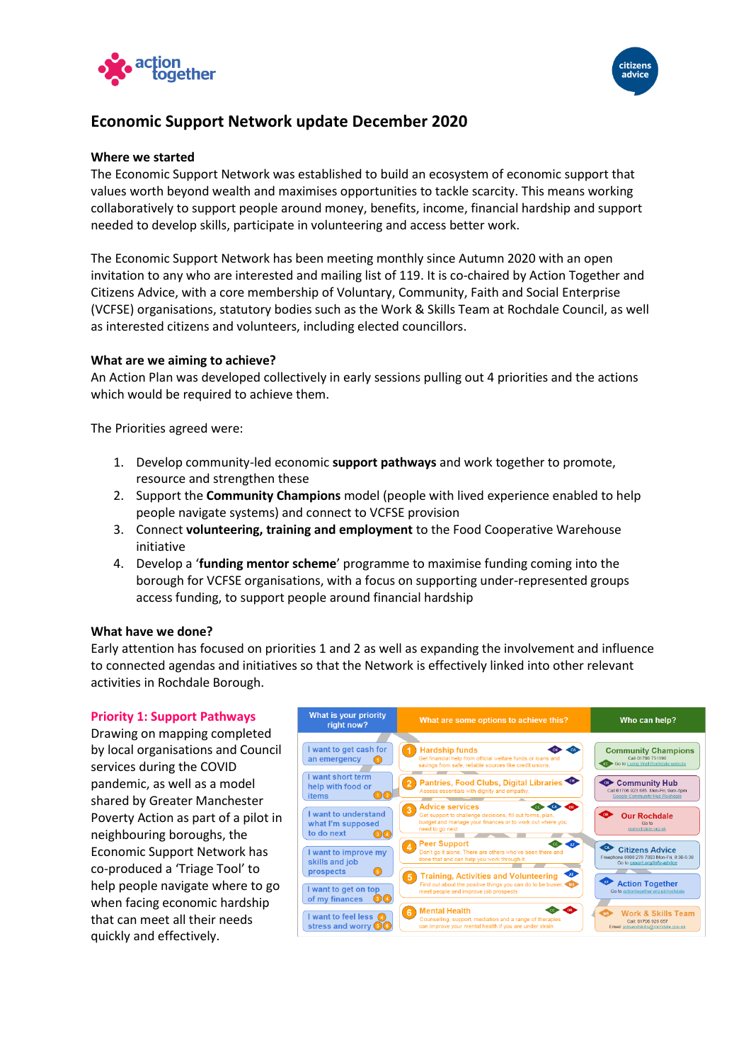# Economic Support Network update December 2020

**Where we started**

The Economic Support Network was established to build an ecosystem of economic support that values worth beyond wealth and maximises opportunities to tackle scarcity. This means working collaboratively to support people around money, benefits, income, financial hardship and support needed to develop skills, participate in volunteering and access better work.

The Economic Support Network has been meeting monthly since Autumn 2020 with an open invitation to any who are interested and mailing list of 119. It is co-chaired by Action Together and Citizens Advice, with a core membership of Voluntary, Community, Faith and Social Enterprise (VCFSE) organisations, statutory bodies such as the Work & Skills Team at Rochdale Council, as well as interested citizens and volunteers, including elected councillors.

**What are we aiming to achieve?**

An Action Plan was developed collectively in early sessions pulling out 4 priorities and the actions which would be required to achieve them.

The Priorities agreed were:

1. Develop community-led economic **support pathways** and work together to promote, resource and strengthen these
2. Support the **Community Champions** model (people with lived experience enabled to help people navigate systems) and connect to VCFSE provision
3. Connect **volunteering, training and employment** to the Food Cooperative Warehouse initiative
4. Develop a '**funding mentor scheme**' programme to maximise funding coming into the borough for VCFSE organisations, with a focus on supporting under-represented groups access funding, to support people around financial hardship

**What have we done?**

Early attention has focused on priorities 1 and 2 as well as expanding the involvement and influence to connected agendas and initiatives so that the Network is effectively linked into other relevant activities in Rochdale Borough.

## Priority 1: Support Pathways

Drawing on mapping completed by local organisations and Council services during the COVID pandemic, as well as a model shared by Greater Manchester Poverty Action as part of a pilot in neighbouring boroughs, the Economic Support Network has co-produced a 'Triage Tool' to help people navigate where to go when facing economic hardship that can meet all their needs quickly and effectively.

| What is your priority right now? | What are some options to achieve this? | Who can help? |
|---|---|---|
| I want to get cash for an emergency (1) | 1 Hardship funds – Get financial help from official welfare funds or loans and savings from safe, reliable sources like credit unions. | Community Champions – Call 01706 751190. Go to Living Well Rochdale website |
| I want short term help with food or items (1)(2) | 2 Pantries, Food Clubs, Digital Libraries – Access essentials with dignity and empathy. | Community Hub – Call 01706 923 685 Mon-Fri, 9am-5pm. Google Community Hub Rochdale |
| I want to understand what I'm supposed to do next (3)(4) | 3 Advice services – Get support to challenge decisions, fill out forms, plan, budget and manage your finances or to work out where you need to go next. | Our Rochdale – Go to ourrochdale.org.uk |
| I want to improve my skills and job prospects (5) | 4 Peer Support – Don't go it alone. There are others who've been there and done that and can help you work through it. | Citizens Advice – Freephone 0800 278 7803 Mon-Fri, 8:30-5:30. Go to caeast.org/info-advice |
| I want to get on top of my finances (3)(4) | 5 Training, Activities and Volunteering – Find out about the positive things you can do to be busier, meet people and improve job prospects. | Action Together – Go to actiontogether.org.uk/rochdale |
| I want to feel less stress and worry (3)(6) | 6 Mental Health – Counselling, support, mediation and a range of therapies can improve your mental health if you are under strain. | Work & Skills Team – Call 01706 926 657. Email: workandskills@rochdale.gov.uk |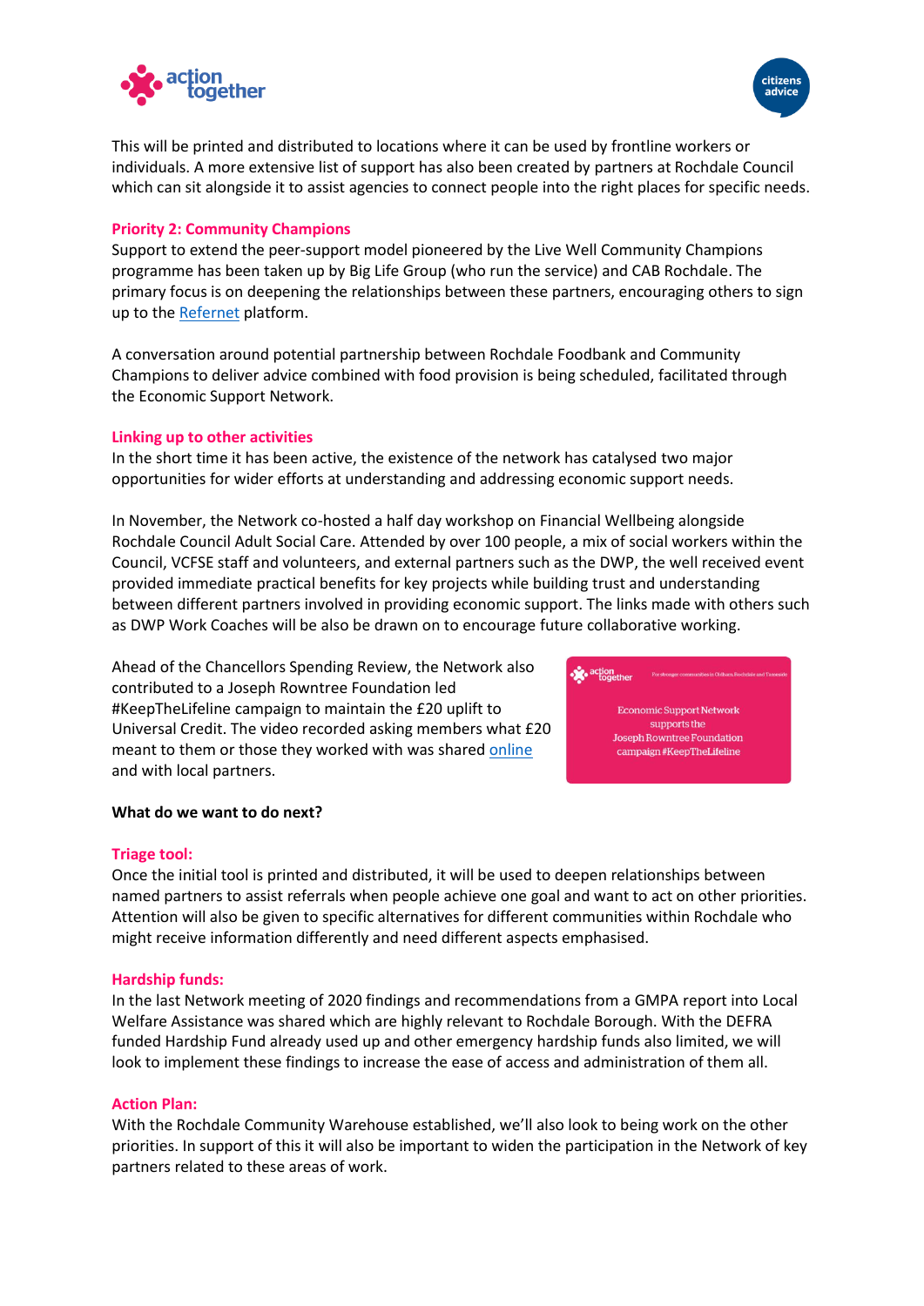This will be printed and distributed to locations where it can be used by frontline workers or individuals. A more extensive list of support has also been created by partners at Rochdale Council which can sit alongside it to assist agencies to connect people into the right places for specific needs.

### Priority 2: Community Champions

Support to extend the peer-support model pioneered by the Live Well Community Champions programme has been taken up by Big Life Group (who run the service) and CAB Rochdale. The primary focus is on deepening the relationships between these partners, encouraging others to sign up to the Refernet platform.

A conversation around potential partnership between Rochdale Foodbank and Community Champions to deliver advice combined with food provision is being scheduled, facilitated through the Economic Support Network.

### Linking up to other activities

In the short time it has been active, the existence of the network has catalysed two major opportunities for wider efforts at understanding and addressing economic support needs.

In November, the Network co-hosted a half day workshop on Financial Wellbeing alongside Rochdale Council Adult Social Care. Attended by over 100 people, a mix of social workers within the Council, VCFSE staff and volunteers, and external partners such as the DWP, the well received event provided immediate practical benefits for key projects while building trust and understanding between different partners involved in providing economic support. The links made with others such as DWP Work Coaches will be also be drawn on to encourage future collaborative working.

Ahead of the Chancellors Spending Review, the Network also contributed to a Joseph Rowntree Foundation led #KeepTheLifeline campaign to maintain the £20 uplift to Universal Credit. The video recorded asking members what £20 meant to them or those they worked with was shared online and with local partners.

action together

For stronger communities in Oldham, Rochdale and Tameside

Economic Support Network supports the Joseph Rowntree Foundation campaign #KeepTheLifeline

**What do we want to do next?**

### Triage tool:

Once the initial tool is printed and distributed, it will be used to deepen relationships between named partners to assist referrals when people achieve one goal and want to act on other priorities. Attention will also be given to specific alternatives for different communities within Rochdale who might receive information differently and need different aspects emphasised.

### Hardship funds:

In the last Network meeting of 2020 findings and recommendations from a GMPA report into Local Welfare Assistance was shared which are highly relevant to Rochdale Borough. With the DEFRA funded Hardship Fund already used up and other emergency hardship funds also limited, we will look to implement these findings to increase the ease of access and administration of them all.

### Action Plan:

With the Rochdale Community Warehouse established, we'll also look to being work on the other priorities. In support of this it will also be important to widen the participation in the Network of key partners related to these areas of work.